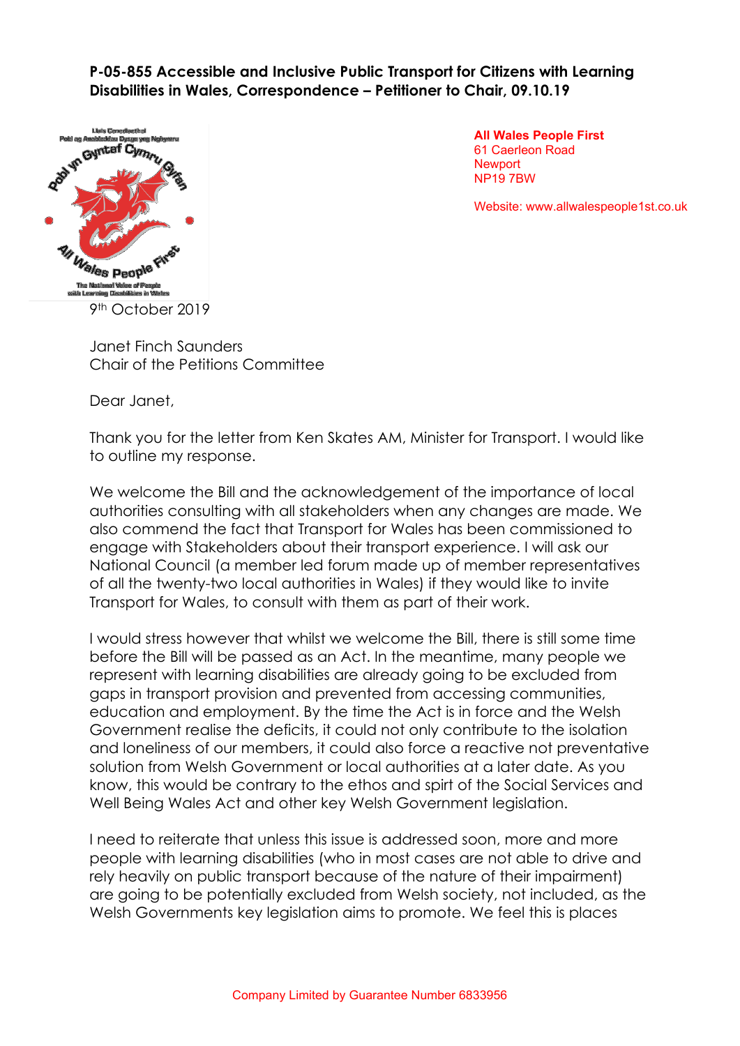**P-05-855 Accessible and Inclusive Public Transport for Citizens with Learning Disabilities in Wales, Correspondence – Petitioner to Chair, 09.10.19**

**All Wales People First**
61 Caerleon Road
Newport
NP19 7BW

Website: www.allwalespeople1st.co.uk

9th October 2019

Janet Finch Saunders
Chair of the Petitions Committee

Dear Janet,

Thank you for the letter from Ken Skates AM, Minister for Transport. I would like to outline my response.

We welcome the Bill and the acknowledgement of the importance of local authorities consulting with all stakeholders when any changes are made. We also commend the fact that Transport for Wales has been commissioned to engage with Stakeholders about their transport experience. I will ask our National Council (a member led forum made up of member representatives of all the twenty-two local authorities in Wales) if they would like to invite Transport for Wales, to consult with them as part of their work.

I would stress however that whilst we welcome the Bill, there is still some time before the Bill will be passed as an Act. In the meantime, many people we represent with learning disabilities are already going to be excluded from gaps in transport provision and prevented from accessing communities, education and employment. By the time the Act is in force and the Welsh Government realise the deficits, it could not only contribute to the isolation and loneliness of our members, it could also force a reactive not preventative solution from Welsh Government or local authorities at a later date. As you know, this would be contrary to the ethos and spirt of the Social Services and Well Being Wales Act and other key Welsh Government legislation.

I need to reiterate that unless this issue is addressed soon, more and more people with learning disabilities (who in most cases are not able to drive and rely heavily on public transport because of the nature of their impairment) are going to be potentially excluded from Welsh society, not included, as the Welsh Governments key legislation aims to promote. We feel this is places

Company Limited by Guarantee Number 6833956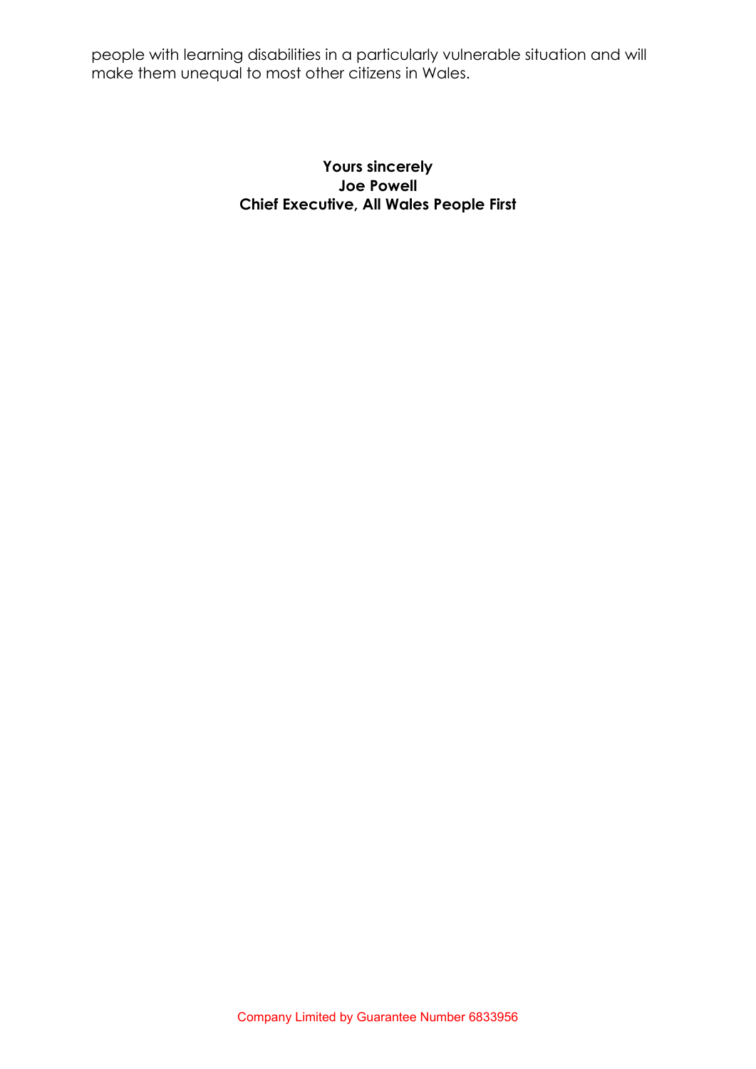people with learning disabilities in a particularly vulnerable situation and will make them unequal to most other citizens in Wales.

**Yours sincerely**
**Joe Powell**
**Chief Executive, All Wales People First**

Company Limited by Guarantee Number 6833956